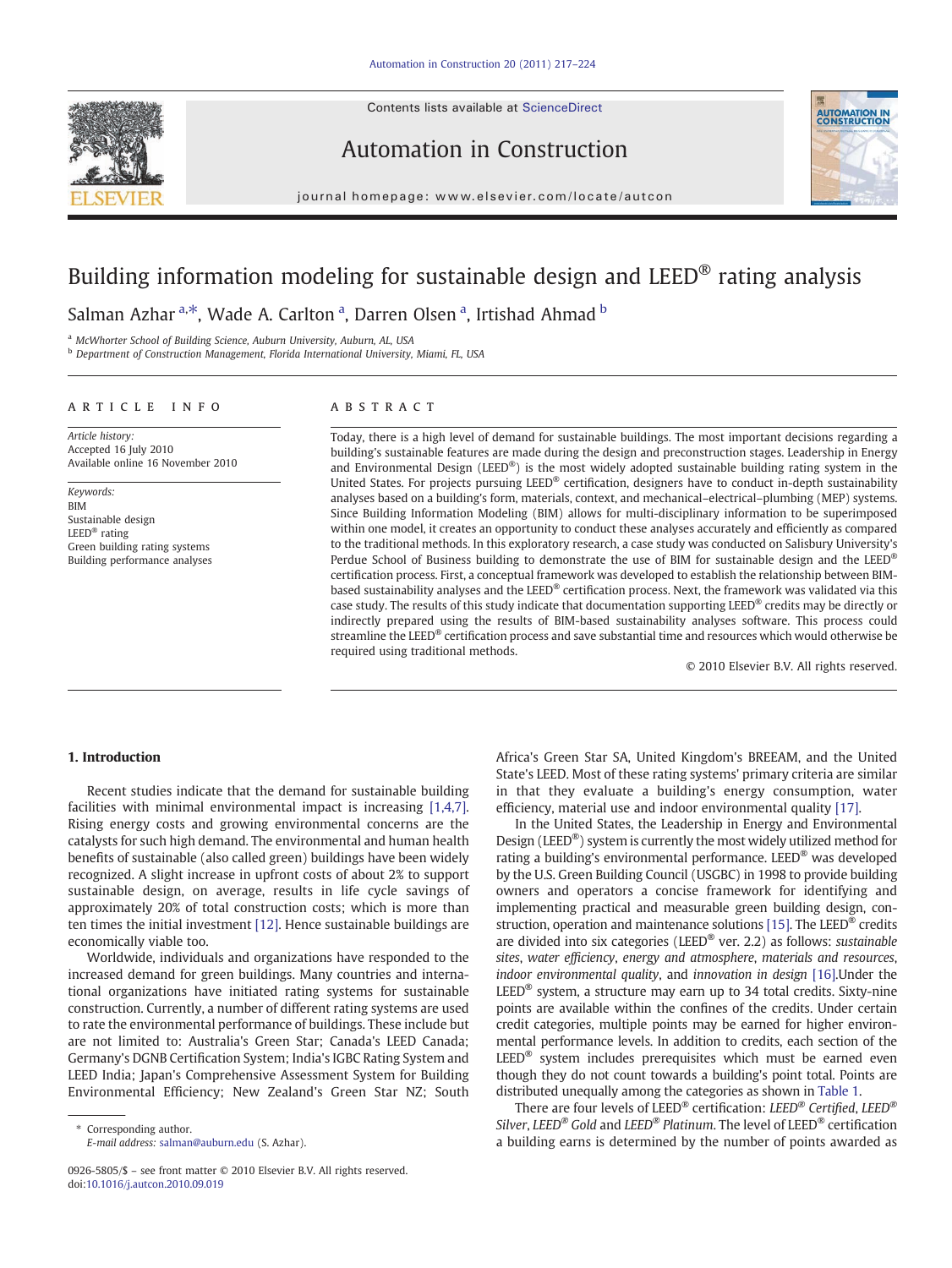# Building information modeling for sustainable design and LEED® rating analysis

Salman Azhar [a,*], Wade A. Carlton [a], Darren Olsen [a], Irtishad Ahmad [b]

[a] McWhorter School of Building Science, Auburn University, Auburn, AL, USA

[b] Department of Construction Management, Florida International University, Miami, FL, USA

## ARTICLE INFO

*Article history:*
Accepted 16 July 2010
Available online 16 November 2010

*Keywords:*
BIM
Sustainable design
LEED® rating
Green building rating systems
Building performance analyses

## ABSTRACT

Today, there is a high level of demand for sustainable buildings. The most important decisions regarding a building's sustainable features are made during the design and preconstruction stages. Leadership in Energy and Environmental Design (LEED®) is the most widely adopted sustainable building rating system in the United States. For projects pursuing LEED® certification, designers have to conduct in-depth sustainability analyses based on a building's form, materials, context, and mechanical–electrical–plumbing (MEP) systems. Since Building Information Modeling (BIM) allows for multi-disciplinary information to be superimposed within one model, it creates an opportunity to conduct these analyses accurately and efficiently as compared to the traditional methods. In this exploratory research, a case study was conducted on Salisbury University's Perdue School of Business building to demonstrate the use of BIM for sustainable design and the LEED® certification process. First, a conceptual framework was developed to establish the relationship between BIM-based sustainability analyses and the LEED® certification process. Next, the framework was validated via this case study. The results of this study indicate that documentation supporting LEED® credits may be directly or indirectly prepared using the results of BIM-based sustainability analyses software. This process could streamline the LEED® certification process and save substantial time and resources which would otherwise be required using traditional methods.

© 2010 Elsevier B.V. All rights reserved.

## 1. Introduction

Recent studies indicate that the demand for sustainable building facilities with minimal environmental impact is increasing [1,4,7]. Rising energy costs and growing environmental concerns are the catalysts for such high demand. The environmental and human health benefits of sustainable (also called green) buildings have been widely recognized. A slight increase in upfront costs of about 2% to support sustainable design, on average, results in life cycle savings of approximately 20% of total construction costs; which is more than ten times the initial investment [12]. Hence sustainable buildings are economically viable too.

Worldwide, individuals and organizations have responded to the increased demand for green buildings. Many countries and international organizations have initiated rating systems for sustainable construction. Currently, a number of different rating systems are used to rate the environmental performance of buildings. These include but are not limited to: Australia's Green Star; Canada's LEED Canada; Germany's DGNB Certification System; India's IGBC Rating System and LEED India; Japan's Comprehensive Assessment System for Building Environmental Efficiency; New Zealand's Green Star NZ; South Africa's Green Star SA, United Kingdom's BREEAM, and the United State's LEED. Most of these rating systems' primary criteria are similar in that they evaluate a building's energy consumption, water efficiency, material use and indoor environmental quality [17].

In the United States, the Leadership in Energy and Environmental Design (LEED®) system is currently the most widely utilized method for rating a building's environmental performance. LEED® was developed by the U.S. Green Building Council (USGBC) in 1998 to provide building owners and operators a concise framework for identifying and implementing practical and measurable green building design, construction, operation and maintenance solutions [15]. The LEED® credits are divided into six categories (LEED® ver. 2.2) as follows: *sustainable sites*, *water efficiency*, *energy and atmosphere*, *materials and resources*, *indoor environmental quality*, and *innovation in design* [16].Under the LEED® system, a structure may earn up to 34 total credits. Sixty-nine points are available within the confines of the credits. Under certain credit categories, multiple points may be earned for higher environmental performance levels. In addition to credits, each section of the LEED® system includes prerequisites which must be earned even though they do not count towards a building's point total. Points are distributed unequally among the categories as shown in Table 1.

There are four levels of LEED® certification: *LEED® Certified*, *LEED® Silver*, *LEED® Gold* and *LEED® Platinum*. The level of LEED® certification a building earns is determined by the number of points awarded as

* Corresponding author.
E-mail address: salman@auburn.edu (S. Azhar).

0926-5805/$ – see front matter © 2010 Elsevier B.V. All rights reserved.
doi:10.1016/j.autcon.2010.09.019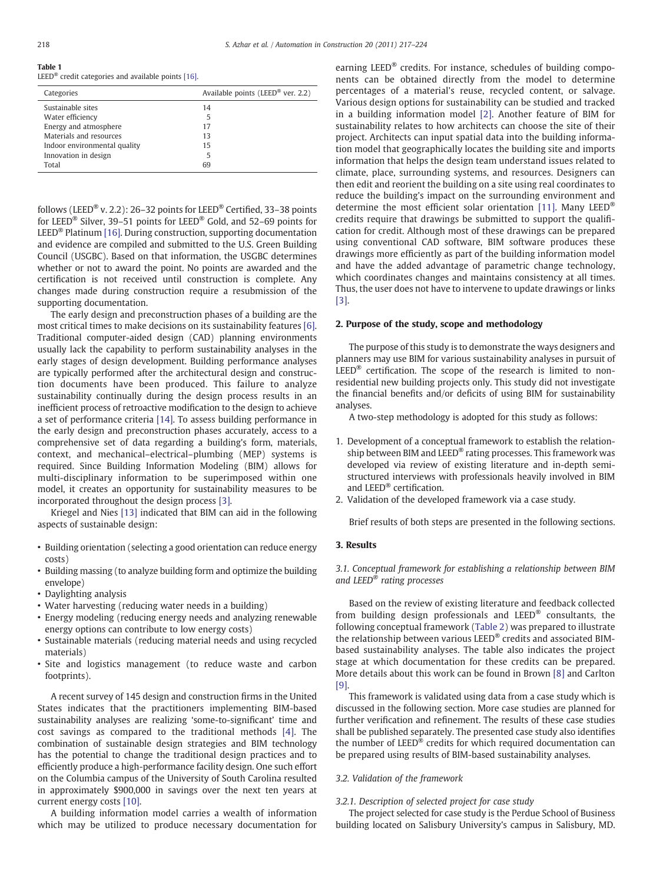**Table 1**
LEED® credit categories and available points [16].

| Categories | Available points (LEED® ver. 2.2) |
|---|---|
| Sustainable sites | 14 |
| Water efficiency | 5 |
| Energy and atmosphere | 17 |
| Materials and resources | 13 |
| Indoor environmental quality | 15 |
| Innovation in design | 5 |
| Total | 69 |

follows (LEED® v. 2.2): 26–32 points for LEED® Certified, 33–38 points for LEED® Silver, 39–51 points for LEED® Gold, and 52–69 points for LEED® Platinum [16]. During construction, supporting documentation and evidence are compiled and submitted to the U.S. Green Building Council (USGBC). Based on that information, the USGBC determines whether or not to award the point. No points are awarded and the certification is not received until construction is complete. Any changes made during construction require a resubmission of the supporting documentation.

The early design and preconstruction phases of a building are the most critical times to make decisions on its sustainability features [6]. Traditional computer-aided design (CAD) planning environments usually lack the capability to perform sustainability analyses in the early stages of design development. Building performance analyses are typically performed after the architectural design and construction documents have been produced. This failure to analyze sustainability continually during the design process results in an inefficient process of retroactive modification to the design to achieve a set of performance criteria [14]. To assess building performance in the early design and preconstruction phases accurately, access to a comprehensive set of data regarding a building's form, materials, context, and mechanical–electrical–plumbing (MEP) systems is required. Since Building Information Modeling (BIM) allows for multi-disciplinary information to be superimposed within one model, it creates an opportunity for sustainability measures to be incorporated throughout the design process [3].

Kriegel and Nies [13] indicated that BIM can aid in the following aspects of sustainable design:

- Building orientation (selecting a good orientation can reduce energy costs)
- Building massing (to analyze building form and optimize the building envelope)
- Daylighting analysis
- Water harvesting (reducing water needs in a building)
- Energy modeling (reducing energy needs and analyzing renewable energy options can contribute to low energy costs)
- Sustainable materials (reducing material needs and using recycled materials)
- Site and logistics management (to reduce waste and carbon footprints).

A recent survey of 145 design and construction firms in the United States indicates that the practitioners implementing BIM-based sustainability analyses are realizing 'some-to-significant' time and cost savings as compared to the traditional methods [4]. The combination of sustainable design strategies and BIM technology has the potential to change the traditional design practices and to efficiently produce a high-performance facility design. One such effort on the Columbia campus of the University of South Carolina resulted in approximately $900,000 in savings over the next ten years at current energy costs [10].

A building information model carries a wealth of information which may be utilized to produce necessary documentation for earning LEED® credits. For instance, schedules of building components can be obtained directly from the model to determine percentages of a material's reuse, recycled content, or salvage. Various design options for sustainability can be studied and tracked in a building information model [2]. Another feature of BIM for sustainability relates to how architects can choose the site of their project. Architects can input spatial data into the building information model that geographically locates the building site and imports information that helps the design team understand issues related to climate, place, surrounding systems, and resources. Designers can then edit and reorient the building on a site using real coordinates to reduce the building's impact on the surrounding environment and determine the most efficient solar orientation [11]. Many LEED® credits require that drawings be submitted to support the qualification for credit. Although most of these drawings can be prepared using conventional CAD software, BIM software produces these drawings more efficiently as part of the building information model and have the added advantage of parametric change technology, which coordinates changes and maintains consistency at all times. Thus, the user does not have to intervene to update drawings or links [3].

## 2. Purpose of the study, scope and methodology

The purpose of this study is to demonstrate the ways designers and planners may use BIM for various sustainability analyses in pursuit of LEED® certification. The scope of the research is limited to non-residential new building projects only. This study did not investigate the financial benefits and/or deficits of using BIM for sustainability analyses.

A two-step methodology is adopted for this study as follows:

1. Development of a conceptual framework to establish the relationship between BIM and LEED® rating processes. This framework was developed via review of existing literature and in-depth semi-structured interviews with professionals heavily involved in BIM and LEED® certification.
2. Validation of the developed framework via a case study.

Brief results of both steps are presented in the following sections.

## 3. Results

### 3.1. Conceptual framework for establishing a relationship between BIM and LEED® rating processes

Based on the review of existing literature and feedback collected from building design professionals and LEED® consultants, the following conceptual framework (Table 2) was prepared to illustrate the relationship between various LEED® credits and associated BIM-based sustainability analyses. The table also indicates the project stage at which documentation for these credits can be prepared. More details about this work can be found in Brown [8] and Carlton [9].

This framework is validated using data from a case study which is discussed in the following section. More case studies are planned for further verification and refinement. The results of these case studies shall be published separately. The presented case study also identifies the number of LEED® credits for which required documentation can be prepared using results of BIM-based sustainability analyses.

### 3.2. Validation of the framework

#### 3.2.1. Description of selected project for case study

The project selected for case study is the Perdue School of Business building located on Salisbury University's campus in Salisbury, MD.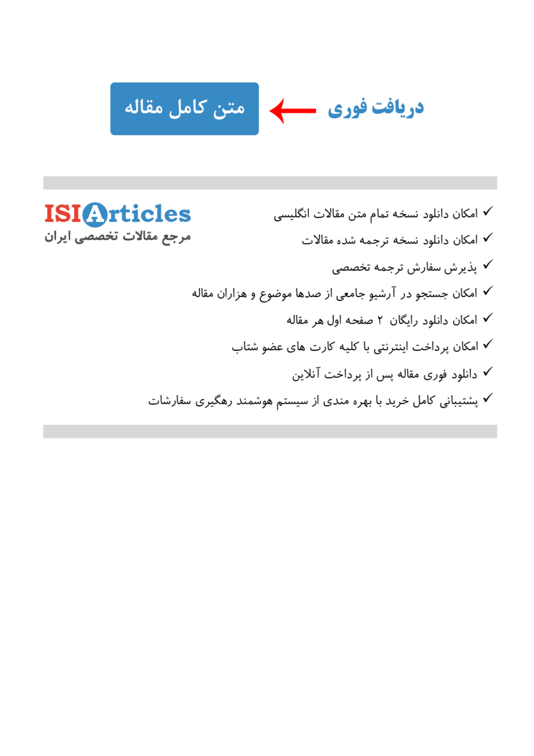دریافت فوری ← **متن کامل مقاله**

**ISIArticles**
مرجع مقالات تخصصی ایران

- ✓ امکان دانلود نسخه تمام متن مقالات انگلیسی
- ✓ امکان دانلود نسخه ترجمه شده مقالات
- ✓ پذیرش سفارش ترجمه تخصصی
- ✓ امکان جستجو در آرشیو جامعی از صدها موضوع و هزاران مقاله
- ✓ امکان دانلود رایگان ۲ صفحه اول هر مقاله
- ✓ امکان پرداخت اینترنتی با کلیه کارت های عضو شتاب
- ✓ دانلود فوری مقاله پس از پرداخت آنلاین
- ✓ پشتیبانی کامل خرید با بهره مندی از سیستم هوشمند رهگیری سفارشات